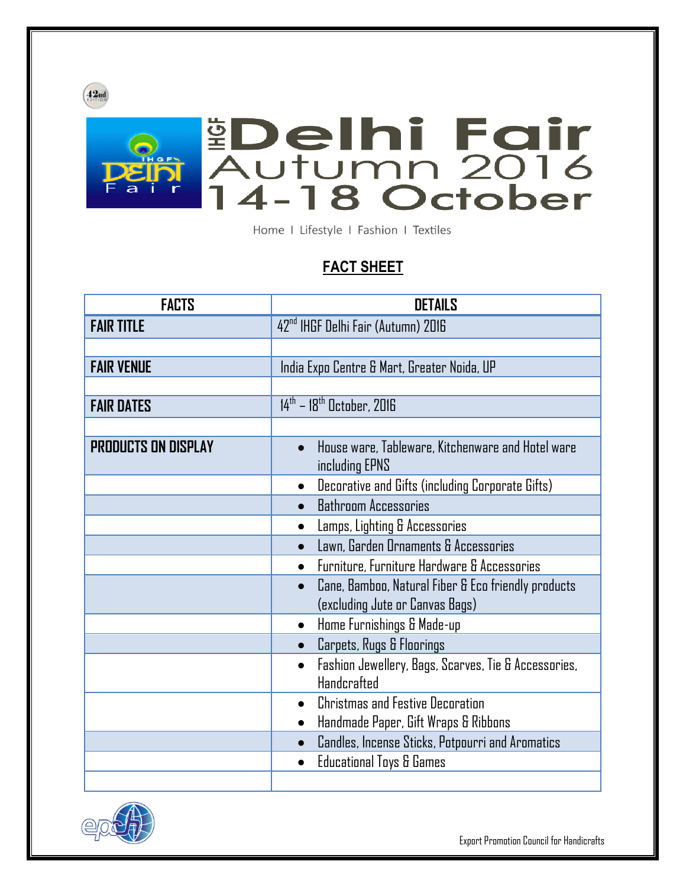42nd Edition

# IHGF Delhi Fair Autumn 2016 14-18 October

Home I Lifestyle I Fashion I Textiles

## FACT SHEET

| FACTS | DETAILS |
|---|---|
| **FAIR TITLE** | 42nd IHGF Delhi Fair (Autumn) 2016 |
| | |
| **FAIR VENUE** | India Expo Centre & Mart, Greater Noida, UP |
| | |
| **FAIR DATES** | 14th – 18th October, 2016 |
| | |
| **PRODUCTS ON DISPLAY** | • House ware, Tableware, Kitchenware and Hotel ware including EPNS |
| | • Decorative and Gifts (including Corporate Gifts) |
| | • Bathroom Accessories |
| | • Lamps, Lighting & Accessories |
| | • Lawn, Garden Ornaments & Accessories |
| | • Furniture, Furniture Hardware & Accessories |
| | • Cane, Bamboo, Natural Fiber & Eco friendly products (excluding Jute or Canvas Bags) |
| | • Home Furnishings & Made-up |
| | • Carpets, Rugs & Floorings |
| | • Fashion Jewellery, Bags, Scarves, Tie & Accessories, Handcrafted |
| | • Christmas and Festive Decoration<br>• Handmade Paper, Gift Wraps & Ribbons |
| | • Candles, Incense Sticks, Potpourri and Aromatics |
| | • Educational Toys & Games |
| | |

Export Promotion Council for Handicrafts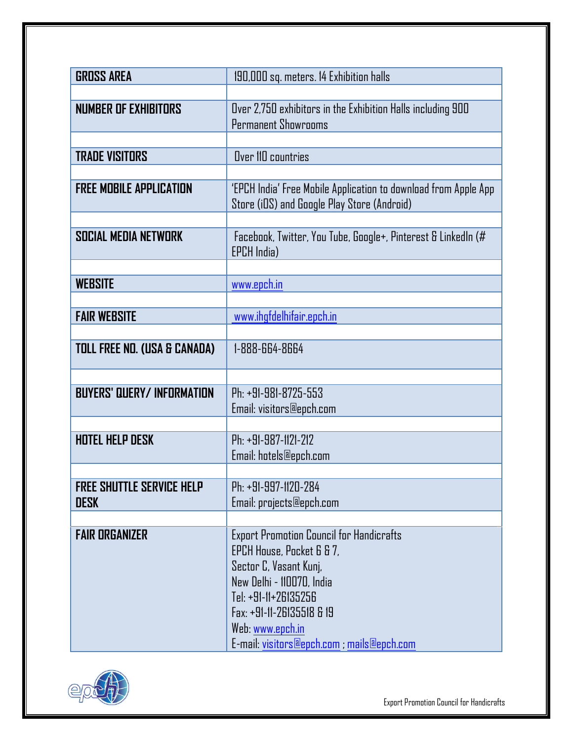| | |
|---|---|
| **GROSS AREA** | 190,000 sq. meters. 14 Exhibition halls |
| | |
| **NUMBER OF EXHIBITORS** | Over 2,750 exhibitors in the Exhibition Halls including 900 Permanent Showrooms |
| | |
| **TRADE VISITORS** | Over 110 countries |
| | |
| **FREE MOBILE APPLICATION** | 'EPCH India' Free Mobile Application to download from Apple App Store (iOS) and Google Play Store (Android) |
| | |
| **SOCIAL MEDIA NETWORK** | Facebook, Twitter, You Tube, Google+, Pinterest & LinkedIn (# EPCH India) |
| | |
| **WEBSITE** | www.epch.in |
| | |
| **FAIR WEBSITE** | www.ihgfdelhifair.epch.in |
| | |
| **TOLL FREE NO. (USA & CANADA)** | 1-888-664-8664 |
| | |
| **BUYERS' QUERY/ INFORMATION** | Ph: +91-981-8725-553<br>Email: visitors@epch.com |
| | |
| **HOTEL HELP DESK** | Ph: +91-987-1121-212<br>Email: hotels@epch.com |
| | |
| **FREE SHUTTLE SERVICE HELP DESK** | Ph: +91-997-1120-284<br>Email: projects@epch.com |
| | |
| **FAIR ORGANIZER** | Export Promotion Council for Handicrafts<br>EPCH House, Pocket 6 & 7,<br>Sector C, Vasant Kunj,<br>New Delhi - 110070, India<br>Tel: +91-11+26135256<br>Fax: +91-11-26135518 & 19<br>Web: www.epch.in<br>E-mail: visitors@epch.com ; mails@epch.com |